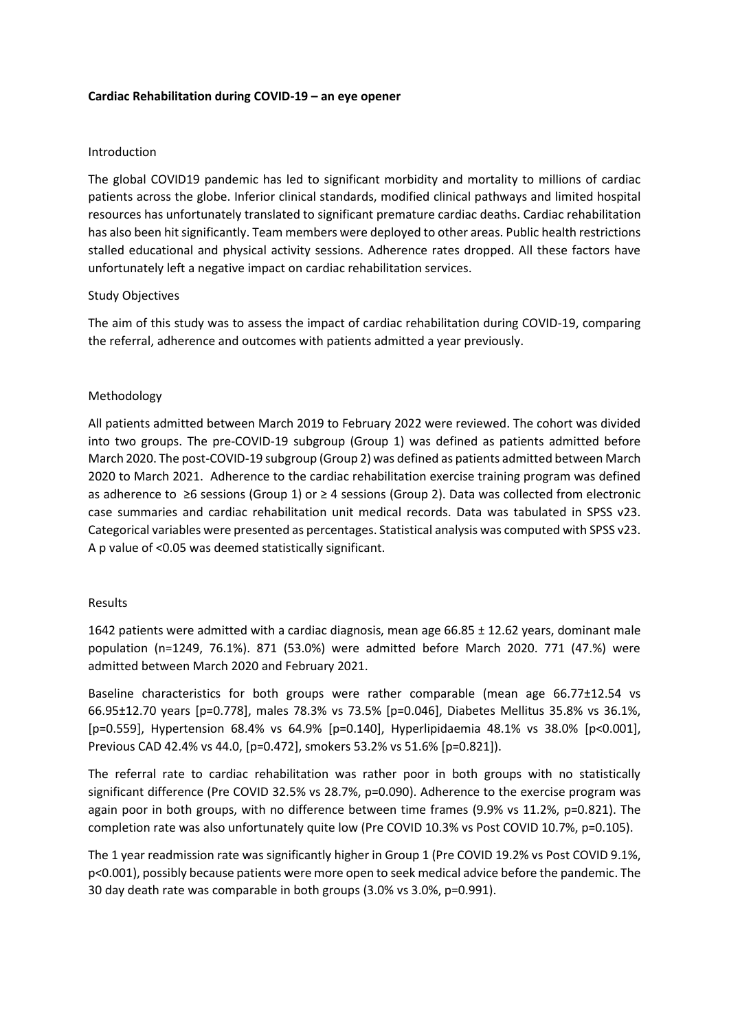**Cardiac Rehabilitation during COVID-19 – an eye opener**

Introduction

The global COVID19 pandemic has led to significant morbidity and mortality to millions of cardiac patients across the globe. Inferior clinical standards, modified clinical pathways and limited hospital resources has unfortunately translated to significant premature cardiac deaths. Cardiac rehabilitation has also been hit significantly. Team members were deployed to other areas. Public health restrictions stalled educational and physical activity sessions. Adherence rates dropped. All these factors have unfortunately left a negative impact on cardiac rehabilitation services.

Study Objectives

The aim of this study was to assess the impact of cardiac rehabilitation during COVID-19, comparing the referral, adherence and outcomes with patients admitted a year previously.

Methodology

All patients admitted between March 2019 to February 2022 were reviewed. The cohort was divided into two groups. The pre-COVID-19 subgroup (Group 1) was defined as patients admitted before March 2020. The post-COVID-19 subgroup (Group 2) was defined as patients admitted between March 2020 to March 2021. Adherence to the cardiac rehabilitation exercise training program was defined as adherence to ≥6 sessions (Group 1) or ≥ 4 sessions (Group 2). Data was collected from electronic case summaries and cardiac rehabilitation unit medical records. Data was tabulated in SPSS v23. Categorical variables were presented as percentages. Statistical analysis was computed with SPSS v23. A p value of <0.05 was deemed statistically significant.

Results

1642 patients were admitted with a cardiac diagnosis, mean age 66.85 ± 12.62 years, dominant male population (n=1249, 76.1%). 871 (53.0%) were admitted before March 2020. 771 (47.%) were admitted between March 2020 and February 2021.

Baseline characteristics for both groups were rather comparable (mean age 66.77±12.54 vs 66.95±12.70 years [p=0.778], males 78.3% vs 73.5% [p=0.046], Diabetes Mellitus 35.8% vs 36.1%, [p=0.559], Hypertension 68.4% vs 64.9% [p=0.140], Hyperlipidaemia 48.1% vs 38.0% [p<0.001], Previous CAD 42.4% vs 44.0, [p=0.472], smokers 53.2% vs 51.6% [p=0.821]).

The referral rate to cardiac rehabilitation was rather poor in both groups with no statistically significant difference (Pre COVID 32.5% vs 28.7%, p=0.090). Adherence to the exercise program was again poor in both groups, with no difference between time frames (9.9% vs 11.2%, p=0.821). The completion rate was also unfortunately quite low (Pre COVID 10.3% vs Post COVID 10.7%, p=0.105).

The 1 year readmission rate was significantly higher in Group 1 (Pre COVID 19.2% vs Post COVID 9.1%, p<0.001), possibly because patients were more open to seek medical advice before the pandemic. The 30 day death rate was comparable in both groups (3.0% vs 3.0%, p=0.991).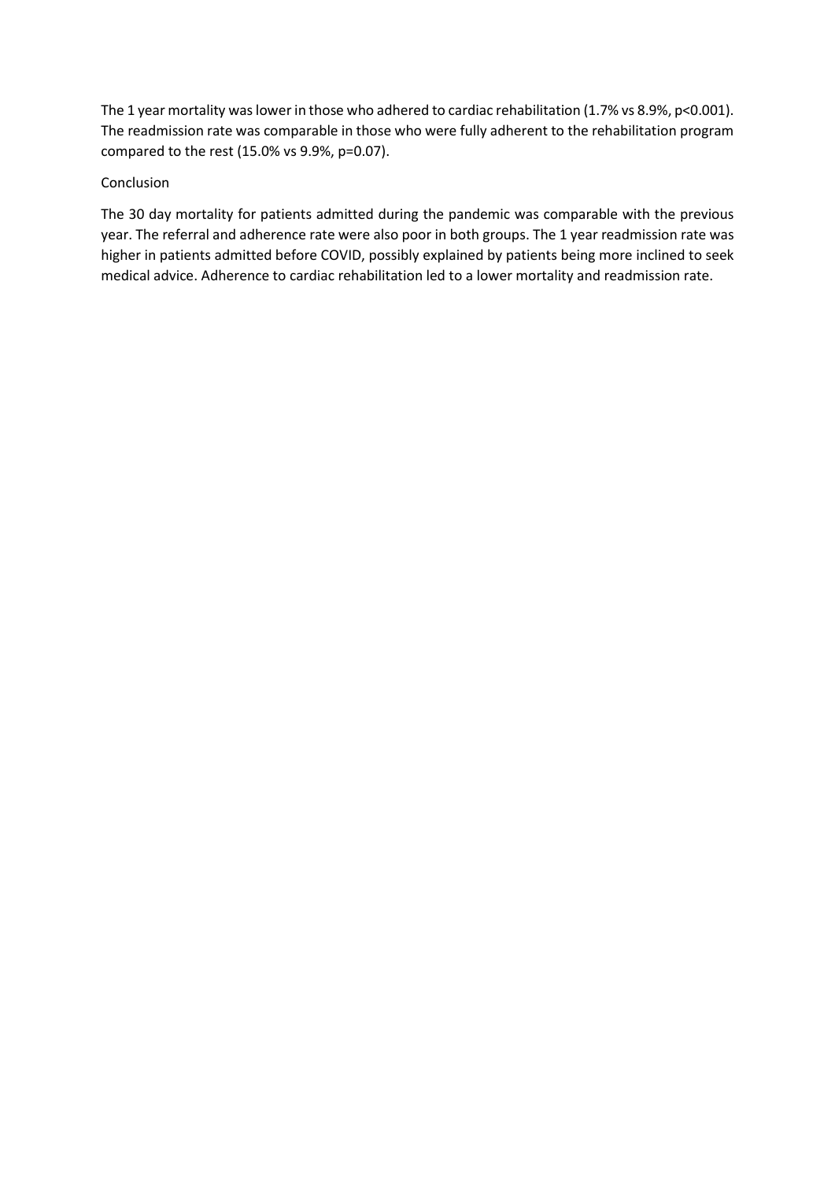The 1 year mortality was lower in those who adhered to cardiac rehabilitation (1.7% vs 8.9%, $p<0.001$). The readmission rate was comparable in those who were fully adherent to the rehabilitation program compared to the rest (15.0% vs 9.9%, $p=0.07$).

## Conclusion

The 30 day mortality for patients admitted during the pandemic was comparable with the previous year. The referral and adherence rate were also poor in both groups. The 1 year readmission rate was higher in patients admitted before COVID, possibly explained by patients being more inclined to seek medical advice. Adherence to cardiac rehabilitation led to a lower mortality and readmission rate.